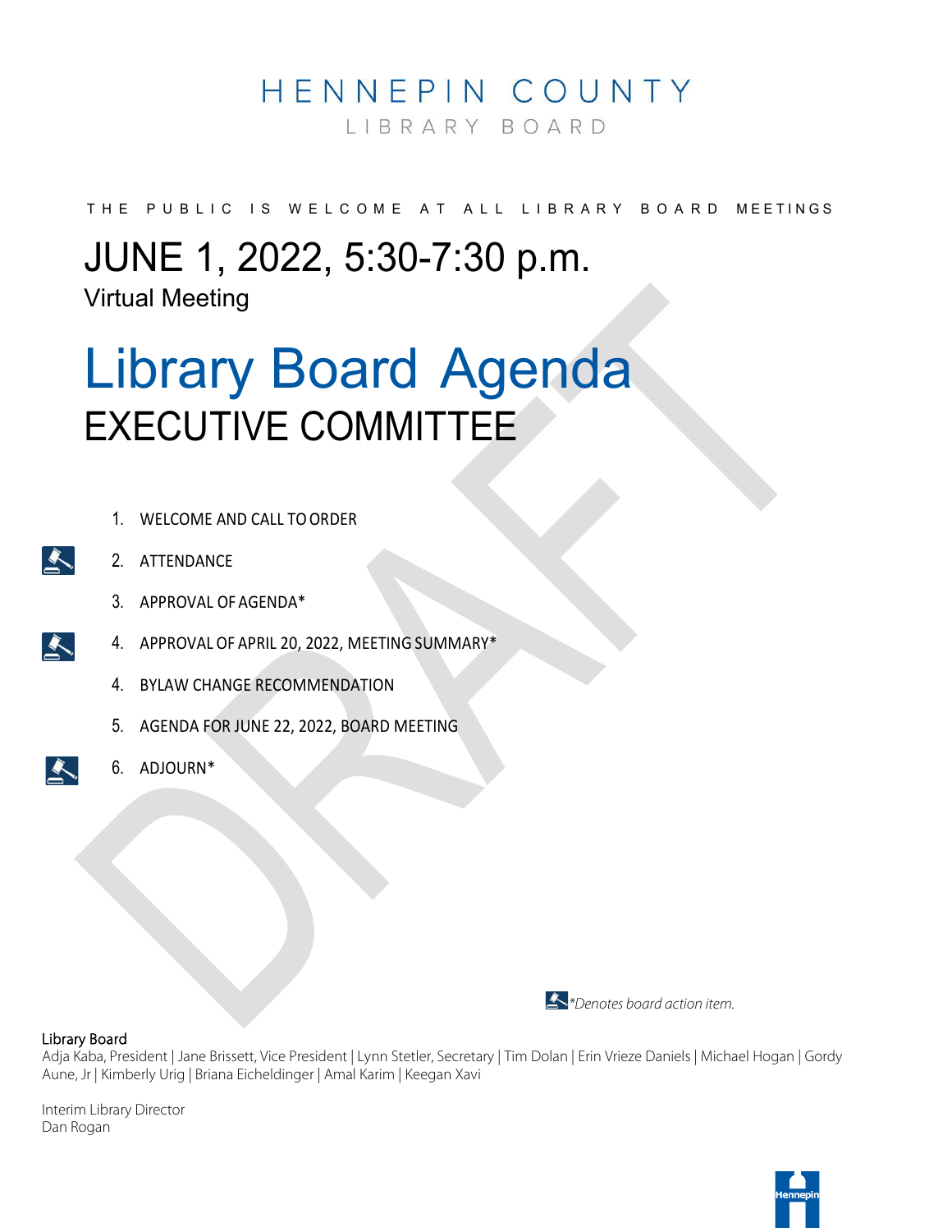# HENNEPIN COUNTY

LIBRARY BOARD

THE PUBLIC IS WELCOME AT ALL LIBRARY BOARD MEETINGS

## JUNE 1, 2022, 5:30-7:30 p.m.

Virtual Meeting

# Library Board Agenda

## EXECUTIVE COMMITTEE

1. WELCOME AND CALL TO ORDER
2. ATTENDANCE
3. APPROVAL OF AGENDA*
4. APPROVAL OF APRIL 20, 2022, MEETING SUMMARY*
4. BYLAW CHANGE RECOMMENDATION
5. AGENDA FOR JUNE 22, 2022, BOARD MEETING
6. ADJOURN*

*\*Denotes board action item.*

DRAFT

**Library Board**

Adja Kaba, President | Jane Brissett, Vice President | Lynn Stetler, Secretary | Tim Dolan | Erin Vrieze Daniels | Michael Hogan | Gordy Aune, Jr | Kimberly Urig | Briana Eicheldinger | Amal Karim | Keegan Xavi

Interim Library Director
Dan Rogan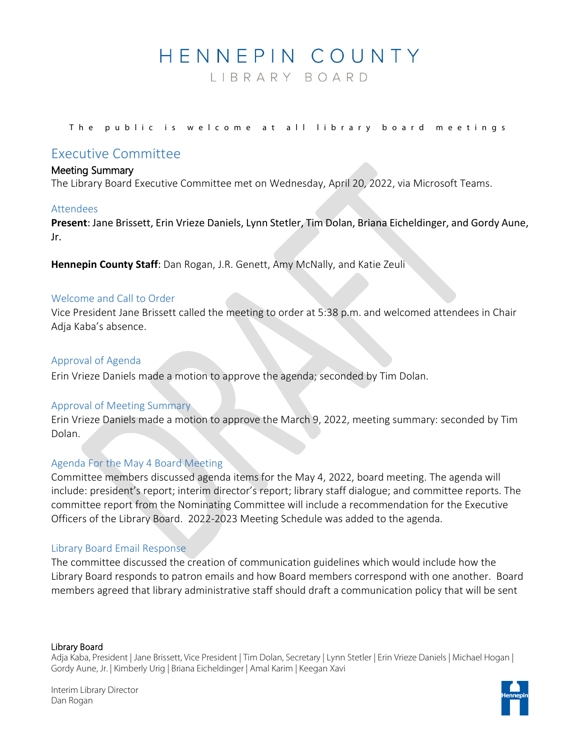# HENNEPIN COUNTY

LIBRARY BOARD

The public is welcome at all library board meetings

## Executive Committee

### Meeting Summary

The Library Board Executive Committee met on Wednesday, April 20, 2022, via Microsoft Teams.

### Attendees

**Present**: Jane Brissett, Erin Vrieze Daniels, Lynn Stetler, Tim Dolan, Briana Eicheldinger, and Gordy Aune, Jr.

**Hennepin County Staff**: Dan Rogan, J.R. Genett, Amy McNally, and Katie Zeuli

### Welcome and Call to Order

Vice President Jane Brissett called the meeting to order at 5:38 p.m. and welcomed attendees in Chair Adja Kaba's absence.

### Approval of Agenda

Erin Vrieze Daniels made a motion to approve the agenda; seconded by Tim Dolan.

### Approval of Meeting Summary

Erin Vrieze Daniels made a motion to approve the March 9, 2022, meeting summary: seconded by Tim Dolan.

### Agenda For the May 4 Board Meeting

Committee members discussed agenda items for the May 4, 2022, board meeting. The agenda will include: president's report; interim director's report; library staff dialogue; and committee reports. The committee report from the Nominating Committee will include a recommendation for the Executive Officers of the Library Board. 2022-2023 Meeting Schedule was added to the agenda.

### Library Board Email Response

The committee discussed the creation of communication guidelines which would include how the Library Board responds to patron emails and how Board members correspond with one another. Board members agreed that library administrative staff should draft a communication policy that will be sent

**Library Board**

Adja Kaba, President | Jane Brissett, Vice President | Tim Dolan, Secretary | Lynn Stetler | Erin Vrieze Daniels | Michael Hogan | Gordy Aune, Jr. | Kimberly Urig | Briana Eicheldinger | Amal Karim | Keegan Xavi

Interim Library Director
Dan Rogan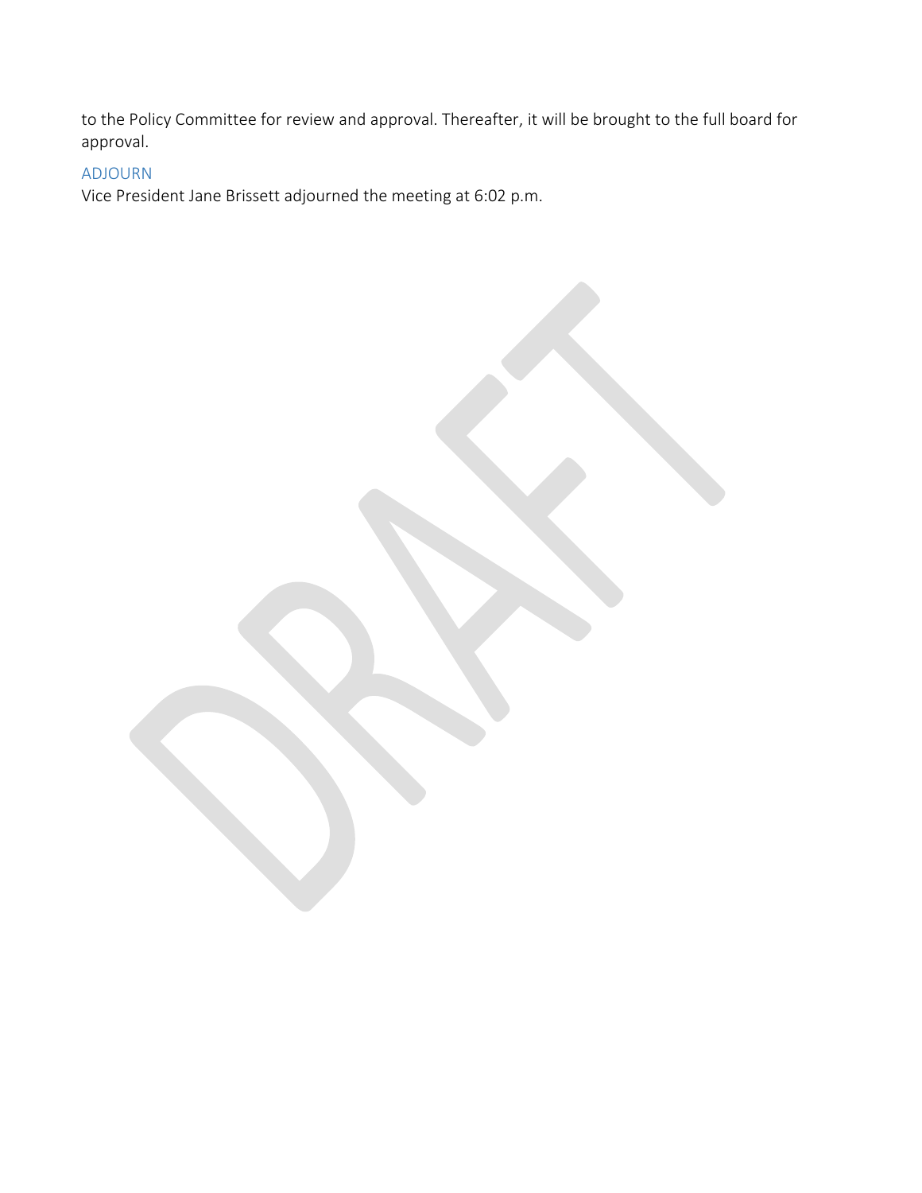to the Policy Committee for review and approval. Thereafter, it will be brought to the full board for approval.

## ADJOURN

Vice President Jane Brissett adjourned the meeting at 6:02 p.m.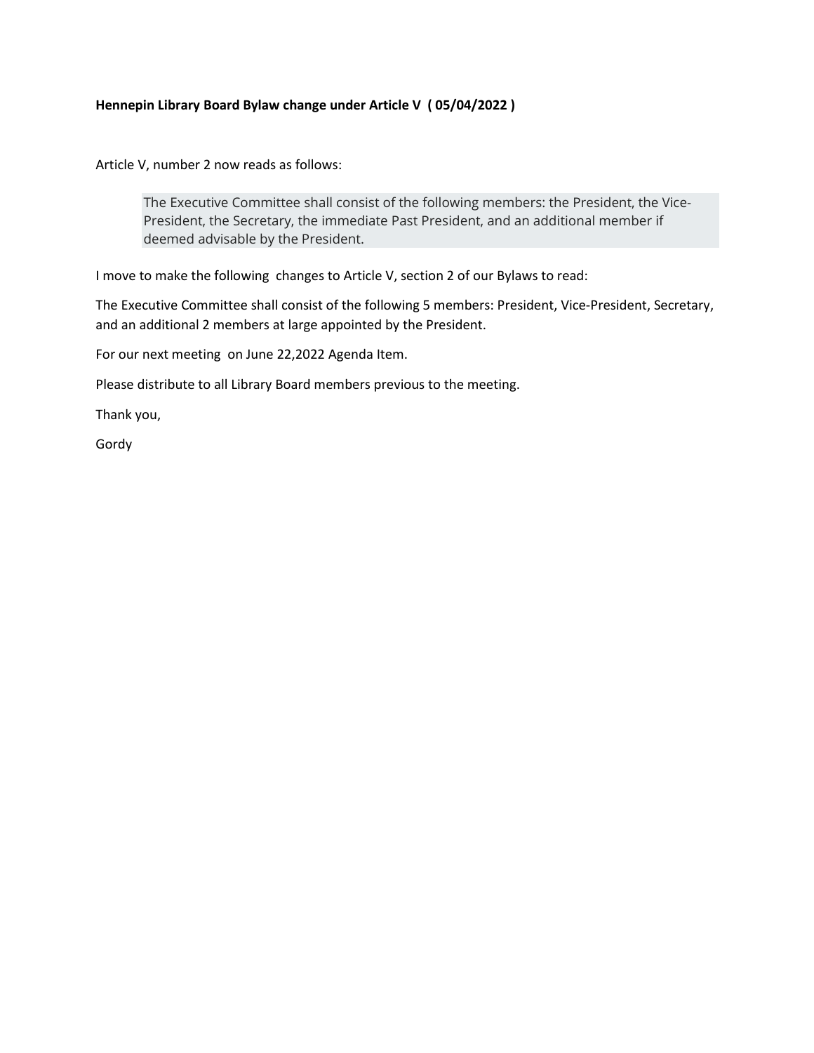**Hennepin Library Board Bylaw change under Article V ( 05/04/2022 )**

Article V, number 2 now reads as follows:

> The Executive Committee shall consist of the following members: the President, the Vice-President, the Secretary, the immediate Past President, and an additional member if deemed advisable by the President.

I move to make the following changes to Article V, section 2 of our Bylaws to read:

The Executive Committee shall consist of the following 5 members: President, Vice-President, Secretary, and an additional 2 members at large appointed by the President.

For our next meeting on June 22,2022 Agenda Item.

Please distribute to all Library Board members previous to the meeting.

Thank you,

Gordy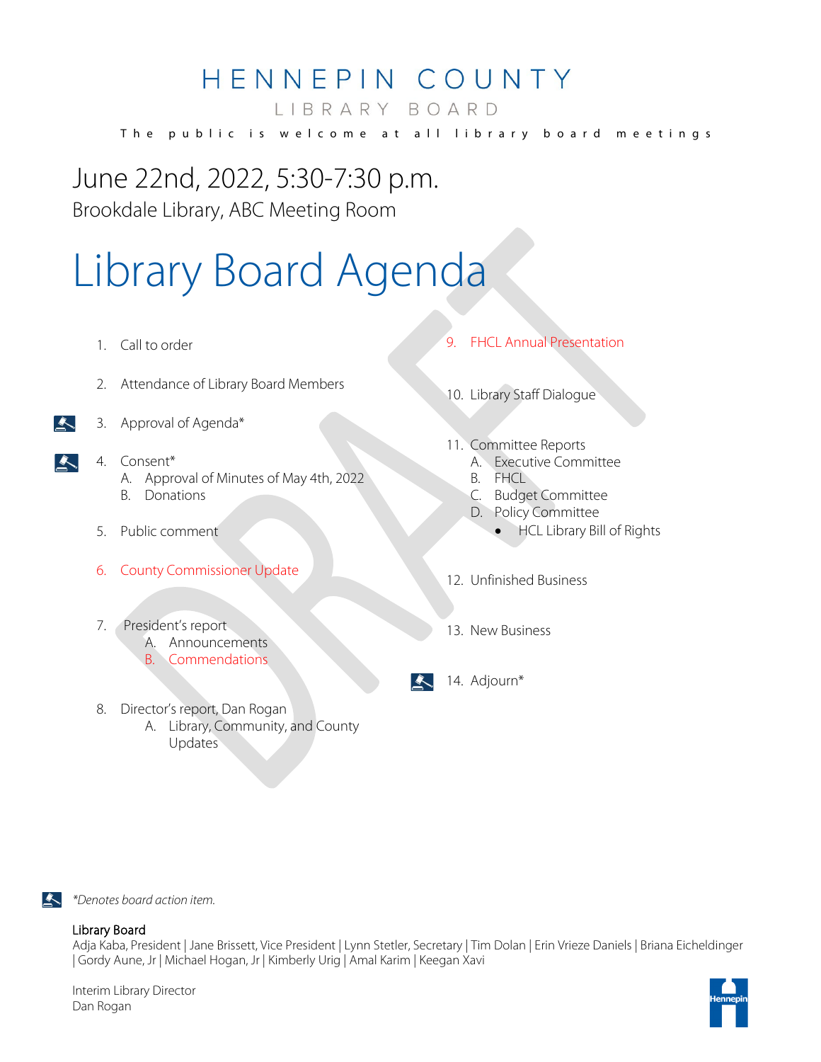# HENNEPIN COUNTY

LIBRARY BOARD

The public is welcome at all library board meetings

## June 22nd, 2022, 5:30-7:30 p.m.

Brookdale Library, ABC Meeting Room

# Library Board Agenda

DRAFT

1. Call to order
2. Attendance of Library Board Members
3. Approval of Agenda*
4. Consent*
   A. Approval of Minutes of May 4th, 2022
   B. Donations
5. Public comment
6. County Commissioner Update
7. President's report
   A. Announcements
   B. Commendations
8. Director's report, Dan Rogan
   A. Library, Community, and County Updates
9. FHCL Annual Presentation
10. Library Staff Dialogue
11. Committee Reports
    A. Executive Committee
    B. FHCL
    C. Budget Committee
    D. Policy Committee
       - HCL Library Bill of Rights
12. Unfinished Business
13. New Business
14. Adjourn*

*\*Denotes board action item.*

**Library Board**

Adja Kaba, President | Jane Brissett, Vice President | Lynn Stetler, Secretary | Tim Dolan | Erin Vrieze Daniels | Briana Eicheldinger | Gordy Aune, Jr | Michael Hogan, Jr | Kimberly Urig | Amal Karim | Keegan Xavi

Interim Library Director
Dan Rogan

Hennepin